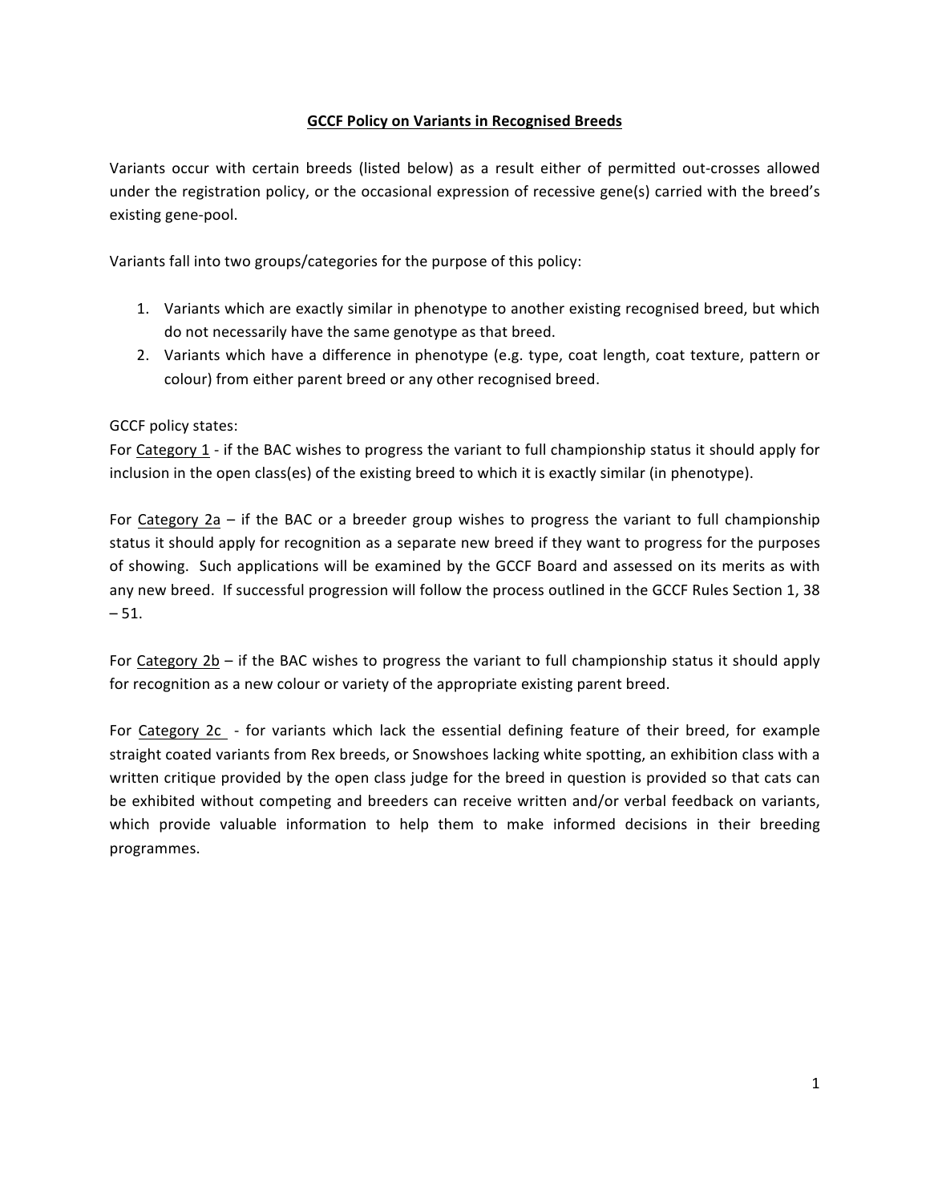# GCCF Policy on Variants in Recognised Breeds

Variants occur with certain breeds (listed below) as a result either of permitted out-crosses allowed under the registration policy, or the occasional expression of recessive gene(s) carried with the breed's existing gene-pool.

Variants fall into two groups/categories for the purpose of this policy:

1. Variants which are exactly similar in phenotype to another existing recognised breed, but which do not necessarily have the same genotype as that breed.
2. Variants which have a difference in phenotype (e.g. type, coat length, coat texture, pattern or colour) from either parent breed or any other recognised breed.

GCCF policy states:
For Category 1 - if the BAC wishes to progress the variant to full championship status it should apply for inclusion in the open class(es) of the existing breed to which it is exactly similar (in phenotype).

For Category 2a – if the BAC or a breeder group wishes to progress the variant to full championship status it should apply for recognition as a separate new breed if they want to progress for the purposes of showing. Such applications will be examined by the GCCF Board and assessed on its merits as with any new breed. If successful progression will follow the process outlined in the GCCF Rules Section 1, 38 – 51.

For Category 2b – if the BAC wishes to progress the variant to full championship status it should apply for recognition as a new colour or variety of the appropriate existing parent breed.

For Category 2c - for variants which lack the essential defining feature of their breed, for example straight coated variants from Rex breeds, or Snowshoes lacking white spotting, an exhibition class with a written critique provided by the open class judge for the breed in question is provided so that cats can be exhibited without competing and breeders can receive written and/or verbal feedback on variants, which provide valuable information to help them to make informed decisions in their breeding programmes.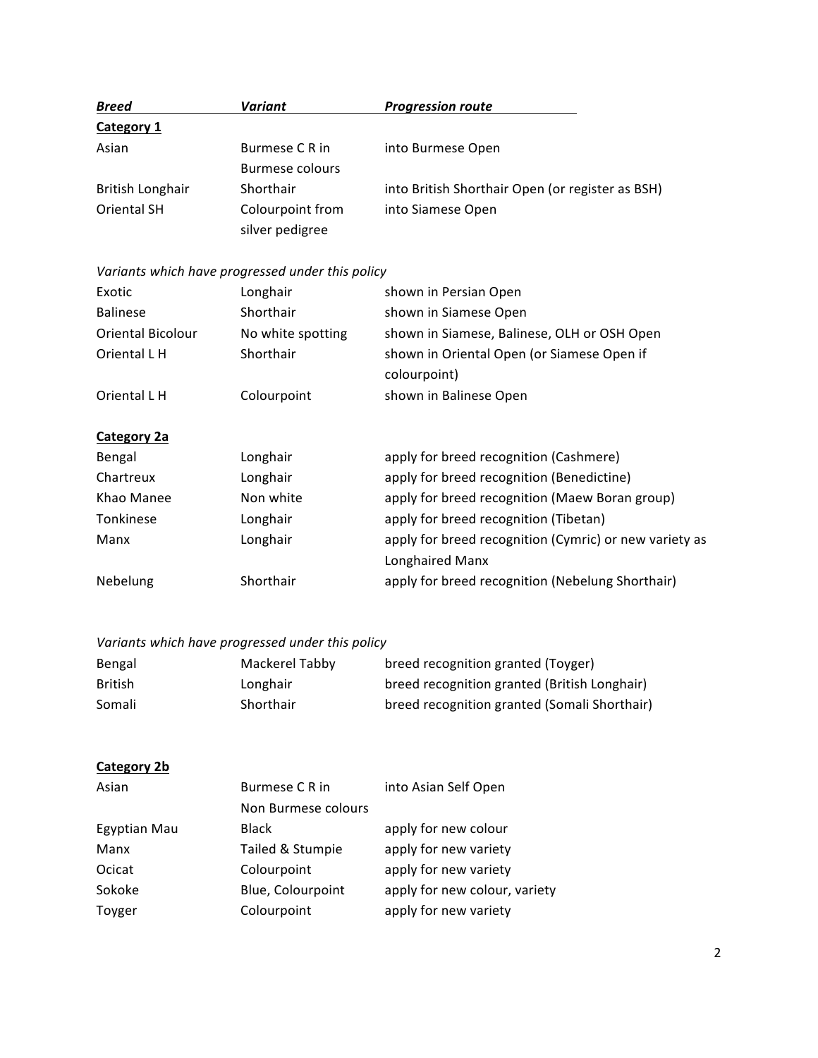| ***Breed*** | ***Variant*** | ***Progression route*** |
|---|---|---|
| **Category 1** | | |
| Asian | Burmese C R in Burmese colours | into Burmese Open |
| British Longhair | Shorthair | into British Shorthair Open (or register as BSH) |
| Oriental SH | Colourpoint from silver pedigree | into Siamese Open |
| *Variants which have progressed under this policy* | | |
| Exotic | Longhair | shown in Persian Open |
| Balinese | Shorthair | shown in Siamese Open |
| Oriental Bicolour | No white spotting | shown in Siamese, Balinese, OLH or OSH Open |
| Oriental L H | Shorthair | shown in Oriental Open (or Siamese Open if colourpoint) |
| Oriental L H | Colourpoint | shown in Balinese Open |
| **Category 2a** | | |
| Bengal | Longhair | apply for breed recognition (Cashmere) |
| Chartreux | Longhair | apply for breed recognition (Benedictine) |
| Khao Manee | Non white | apply for breed recognition (Maew Boran group) |
| Tonkinese | Longhair | apply for breed recognition (Tibetan) |
| Manx | Longhair | apply for breed recognition (Cymric) or new variety as Longhaired Manx |
| Nebelung | Shorthair | apply for breed recognition (Nebelung Shorthair) |
| *Variants which have progressed under this policy* | | |
| Bengal | Mackerel Tabby | breed recognition granted (Toyger) |
| British | Longhair | breed recognition granted (British Longhair) |
| Somali | Shorthair | breed recognition granted (Somali Shorthair) |
| **Category 2b** | | |
| Asian | Burmese C R in Non Burmese colours | into Asian Self Open |
| Egyptian Mau | Black | apply for new colour |
| Manx | Tailed & Stumpie | apply for new variety |
| Ocicat | Colourpoint | apply for new variety |
| Sokoke | Blue, Colourpoint | apply for new colour, variety |
| Toyger | Colourpoint | apply for new variety |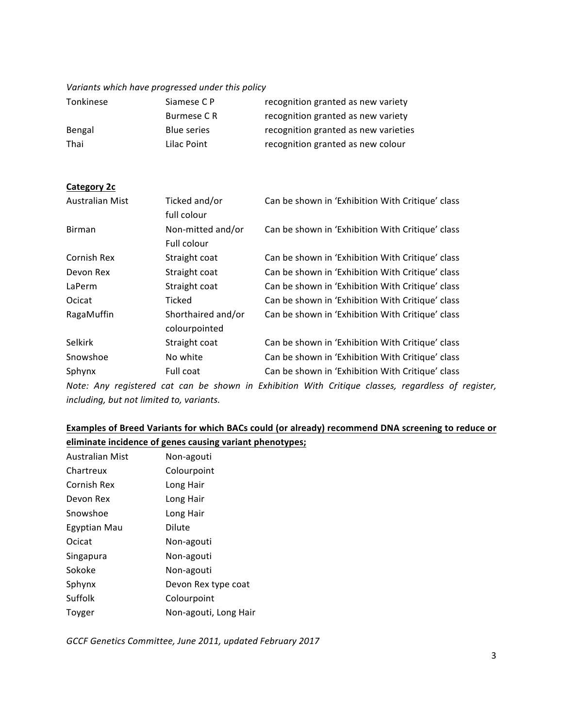*Variants which have progressed under this policy*

| | | |
|---|---|---|
| Tonkinese | Siamese C P | recognition granted as new variety |
| | Burmese C R | recognition granted as new variety |
| Bengal | Blue series | recognition granted as new varieties |
| Thai | Lilac Point | recognition granted as new colour |

**Category 2c**

| | | |
|---|---|---|
| Australian Mist | Ticked and/or full colour | Can be shown in 'Exhibition With Critique' class |
| Birman | Non-mitted and/or Full colour | Can be shown in 'Exhibition With Critique' class |
| Cornish Rex | Straight coat | Can be shown in 'Exhibition With Critique' class |
| Devon Rex | Straight coat | Can be shown in 'Exhibition With Critique' class |
| LaPerm | Straight coat | Can be shown in 'Exhibition With Critique' class |
| Ocicat | Ticked | Can be shown in 'Exhibition With Critique' class |
| RagaMuffin | Shorthaired and/or colourpointed | Can be shown in 'Exhibition With Critique' class |
| Selkirk | Straight coat | Can be shown in 'Exhibition With Critique' class |
| Snowshoe | No white | Can be shown in 'Exhibition With Critique' class |
| Sphynx | Full coat | Can be shown in 'Exhibition With Critique' class |

*Note: Any registered cat can be shown in Exhibition With Critique classes, regardless of register, including, but not limited to, variants.*

**Examples of Breed Variants for which BACs could (or already) recommend DNA screening to reduce or eliminate incidence of genes causing variant phenotypes;**

| | |
|---|---|
| Australian Mist | Non-agouti |
| Chartreux | Colourpoint |
| Cornish Rex | Long Hair |
| Devon Rex | Long Hair |
| Snowshoe | Long Hair |
| Egyptian Mau | Dilute |
| Ocicat | Non-agouti |
| Singapura | Non-agouti |
| Sokoke | Non-agouti |
| Sphynx | Devon Rex type coat |
| Suffolk | Colourpoint |
| Toyger | Non-agouti, Long Hair |

*GCCF Genetics Committee, June 2011, updated February 2017*